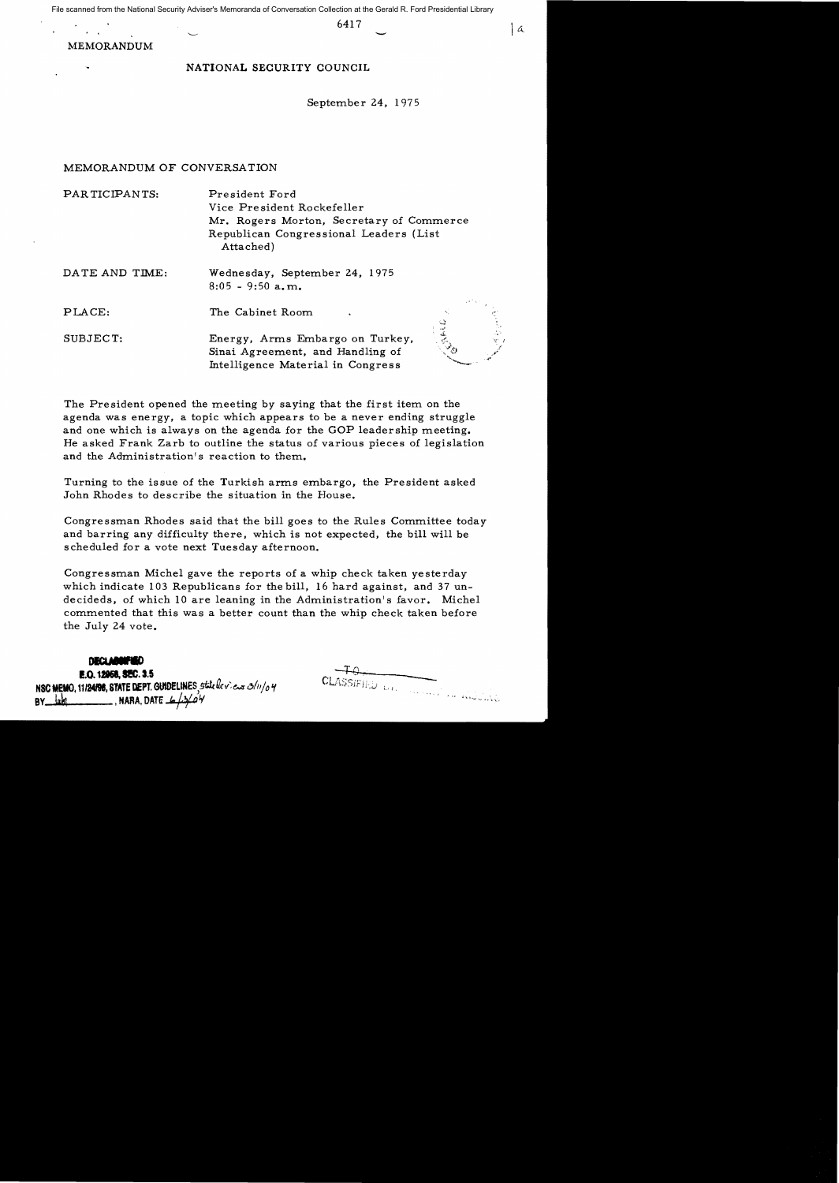6417

MEMORANDUM

NATIONAL SECURITY COUNCIL

September 24, 1975

MEMORANDUM OF CONVERSATION

| | |
|---|---|
| PARTICIPANTS: | President Ford<br>Vice President Rockefeller<br>Mr. Rogers Morton, Secretary of Commerce<br>Republican Congressional Leaders (List Attached) |
| DATE AND TIME: | Wednesday, September 24, 1975<br>8:05 - 9:50 a.m. |
| PLACE: | The Cabinet Room |
| SUBJECT: | Energy, Arms Embargo on Turkey, Sinai Agreement, and Handling of Intelligence Material in Congress |

The President opened the meeting by saying that the first item on the agenda was energy, a topic which appears to be a never ending struggle and one which is always on the agenda for the GOP leadership meeting. He asked Frank Zarb to outline the status of various pieces of legislation and the Administration's reaction to them.

Turning to the issue of the Turkish arms embargo, the President asked John Rhodes to describe the situation in the House.

Congressman Rhodes said that the bill goes to the Rules Committee today and barring any difficulty there, which is not expected, the bill will be scheduled for a vote next Tuesday afternoon.

Congressman Michel gave the reports of a whip check taken yesterday which indicate 103 Republicans for the bill, 16 hard against, and 37 undecideds, of which 10 are leaning in the Administration's favor. Michel commented that this was a better count than the whip check taken before the July 24 vote.

DECLASSIFIED
E.O. 12958, SEC. 3.5
NSC MEMO, 11/24/98, STATE DEPT. GUIDELINES state rev. 3/11/04
BY lalt, NARA, DATE 6/3/04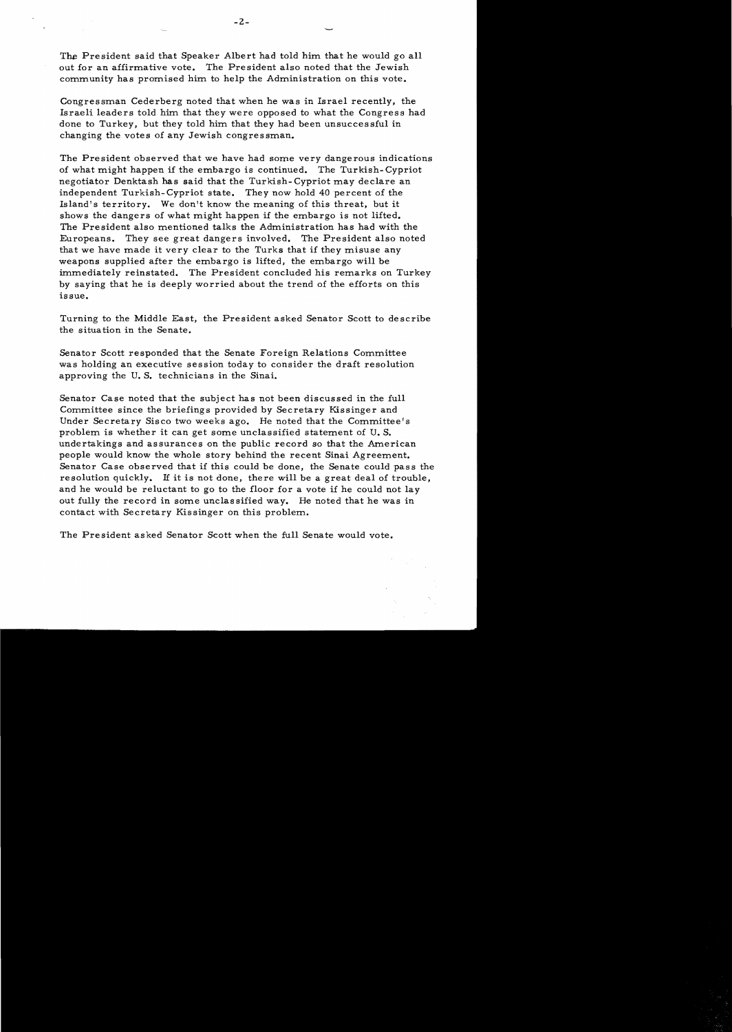The President said that Speaker Albert had told him that he would go all out for an affirmative vote. The President also noted that the Jewish community has promised him to help the Administration on this vote.

Congressman Cederberg noted that when he was in Israel recently, the Israeli leaders told him that they were opposed to what the Congress had done to Turkey, but they told him that they had been unsuccessful in changing the votes of any Jewish congressman.

The President observed that we have had some very dangerous indications of what might happen if the embargo is continued. The Turkish-Cypriot negotiator Denktash has said that the Turkish-Cypriot may declare an independent Turkish-Cypriot state. They now hold 40 percent of the Island's territory. We don't know the meaning of this threat, but it shows the dangers of what might happen if the embargo is not lifted. The President also mentioned talks the Administration has had with the Europeans. They see great dangers involved. The President also noted that we have made it very clear to the Turks that if they misuse any weapons supplied after the embargo is lifted, the embargo will be immediately reinstated. The President concluded his remarks on Turkey by saying that he is deeply worried about the trend of the efforts on this issue.

Turning to the Middle East, the President asked Senator Scott to describe the situation in the Senate.

Senator Scott responded that the Senate Foreign Relations Committee was holding an executive session today to consider the draft resolution approving the U. S. technicians in the Sinai.

Senator Case noted that the subject has not been discussed in the full Committee since the briefings provided by Secretary Kissinger and Under Secretary Sisco two weeks ago. He noted that the Committee's problem is whether it can get some unclassified statement of U. S. undertakings and assurances on the public record so that the American people would know the whole story behind the recent Sinai Agreement. Senator Case observed that if this could be done, the Senate could pass the resolution quickly. If it is not done, there will be a great deal of trouble, and he would be reluctant to go to the floor for a vote if he could not lay out fully the record in some unclassified way. He noted that he was in contact with Secretary Kissinger on this problem.

The President asked Senator Scott when the full Senate would vote.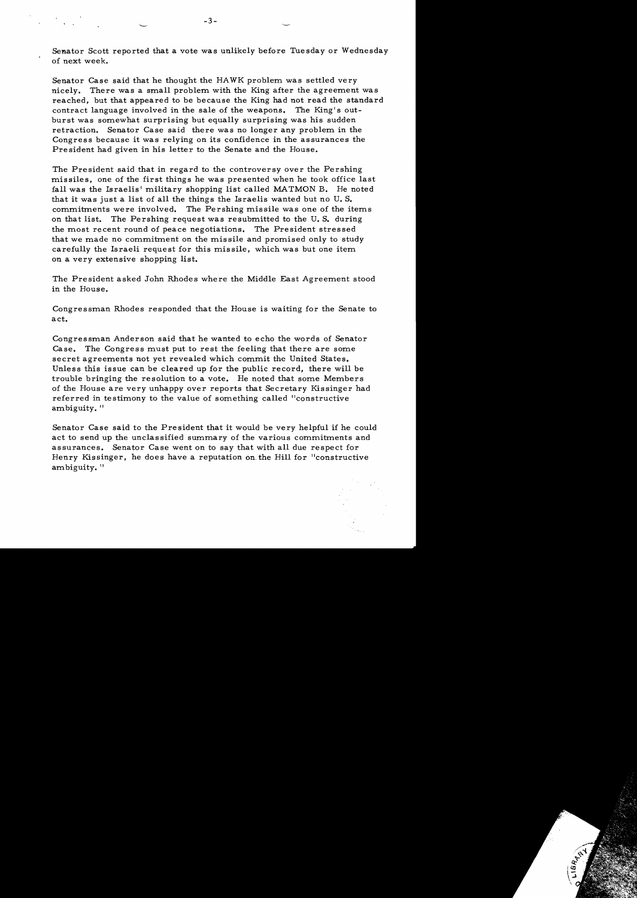Senator Scott reported that a vote was unlikely before Tuesday or Wednesday of next week.

Senator Case said that he thought the HAWK problem was settled very nicely. There was a small problem with the King after the agreement was reached, but that appeared to be because the King had not read the standard contract language involved in the sale of the weapons. The King's outburst was somewhat surprising but equally surprising was his sudden retraction. Senator Case said there was no longer any problem in the Congress because it was relying on its confidence in the assurances the President had given in his letter to the Senate and the House.

The President said that in regard to the controversy over the Pershing missiles, one of the first things he was presented when he took office last fall was the Israelis' military shopping list called MATMON B. He noted that it was just a list of all the things the Israelis wanted but no U. S. commitments were involved. The Pershing missile was one of the items on that list. The Pershing request was resubmitted to the U. S. during the most recent round of peace negotiations. The President stressed that we made no commitment on the missile and promised only to study carefully the Israeli request for this missile, which was but one item on a very extensive shopping list.

The President asked John Rhodes where the Middle East Agreement stood in the House.

Congressman Rhodes responded that the House is waiting for the Senate to act.

Congressman Anderson said that he wanted to echo the words of Senator Case. The Congress must put to rest the feeling that there are some secret agreements not yet revealed which commit the United States. Unless this issue can be cleared up for the public record, there will be trouble bringing the resolution to a vote. He noted that some Members of the House are very unhappy over reports that Secretary Kissinger had referred in testimony to the value of something called "constructive ambiguity."

Senator Case said to the President that it would be very helpful if he could act to send up the unclassified summary of the various commitments and assurances. Senator Case went on to say that with all due respect for Henry Kissinger, he does have a reputation on the Hill for "constructive ambiguity."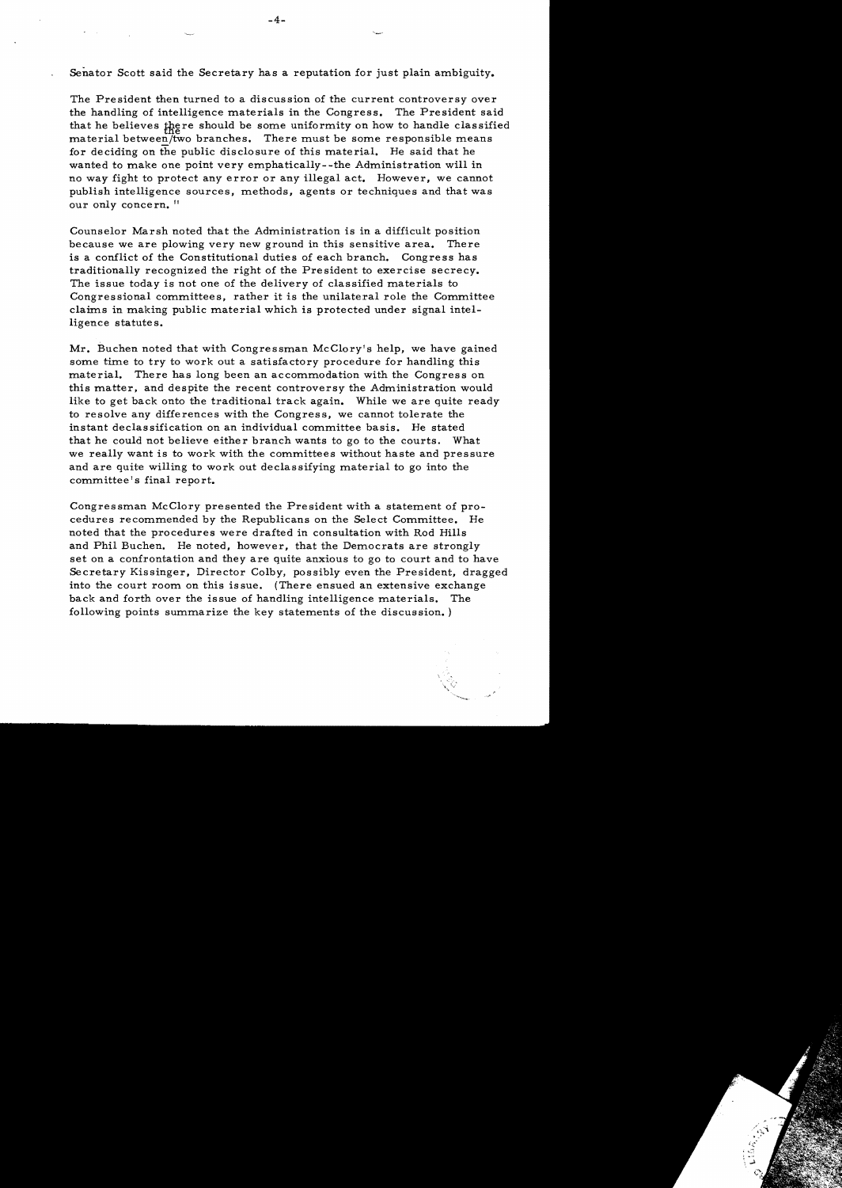Senator Scott said the Secretary has a reputation for just plain ambiguity.

The President then turned to a discussion of the current controversy over the handling of intelligence materials in the Congress. The President said that he believes there should be some uniformity on how to handle classified material between the two branches. There must be some responsible means for deciding on the public disclosure of this material. He said that he wanted to make one point very emphatically--the Administration will in no way fight to protect any error or any illegal act. However, we cannot publish intelligence sources, methods, agents or techniques and that was our only concern. "

Counselor Marsh noted that the Administration is in a difficult position because we are plowing very new ground in this sensitive area. There is a conflict of the Constitutional duties of each branch. Congress has traditionally recognized the right of the President to exercise secrecy. The issue today is not one of the delivery of classified materials to Congressional committees, rather it is the unilateral role the Committee claims in making public material which is protected under signal intelligence statutes.

Mr. Buchen noted that with Congressman McClory's help, we have gained some time to try to work out a satisfactory procedure for handling this material. There has long been an accommodation with the Congress on this matter, and despite the recent controversy the Administration would like to get back onto the traditional track again. While we are quite ready to resolve any differences with the Congress, we cannot tolerate the instant declassification on an individual committee basis. He stated that he could not believe either branch wants to go to the courts. What we really want is to work with the committees without haste and pressure and are quite willing to work out declassifying material to go into the committee's final report.

Congressman McClory presented the President with a statement of procedures recommended by the Republicans on the Select Committee. He noted that the procedures were drafted in consultation with Rod Hills and Phil Buchen. He noted, however, that the Democrats are strongly set on a confrontation and they are quite anxious to go to court and to have Secretary Kissinger, Director Colby, possibly even the President, dragged into the court room on this issue. (There ensued an extensive exchange back and forth over the issue of handling intelligence materials. The following points summarize the key statements of the discussion.)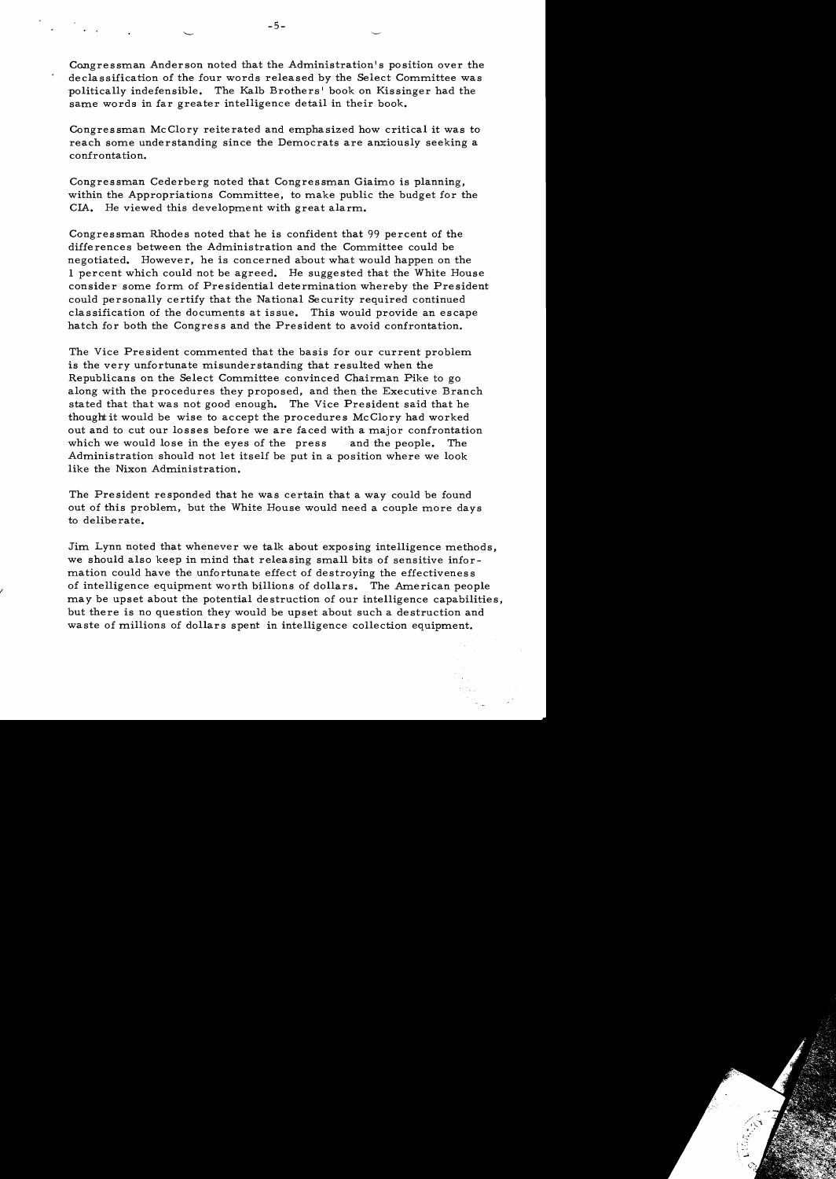Congressman Anderson noted that the Administration's position over the declassification of the four words released by the Select Committee was politically indefensible. The Kalb Brothers' book on Kissinger had the same words in far greater intelligence detail in their book.

Congressman McClory reiterated and emphasized how critical it was to reach some understanding since the Democrats are anxiously seeking a confrontation.

Congressman Cederberg noted that Congressman Giaimo is planning, within the Appropriations Committee, to make public the budget for the CIA. He viewed this development with great alarm.

Congressman Rhodes noted that he is confident that 99 percent of the differences between the Administration and the Committee could be negotiated. However, he is concerned about what would happen on the 1 percent which could not be agreed. He suggested that the White House consider some form of Presidential determination whereby the President could personally certify that the National Security required continued classification of the documents at issue. This would provide an escape hatch for both the Congress and the President to avoid confrontation.

The Vice President commented that the basis for our current problem is the very unfortunate misunderstanding that resulted when the Republicans on the Select Committee convinced Chairman Pike to go along with the procedures they proposed, and then the Executive Branch stated that that was not good enough. The Vice President said that he thought it would be wise to accept the procedures McClory had worked out and to cut our losses before we are faced with a major confrontation which we would lose in the eyes of the press and the people. The Administration should not let itself be put in a position where we look like the Nixon Administration.

The President responded that he was certain that a way could be found out of this problem, but the White House would need a couple more days to deliberate.

Jim Lynn noted that whenever we talk about exposing intelligence methods, we should also keep in mind that releasing small bits of sensitive information could have the unfortunate effect of destroying the effectiveness of intelligence equipment worth billions of dollars. The American people may be upset about the potential destruction of our intelligence capabilities, but there is no question they would be upset about such a destruction and waste of millions of dollars spent in intelligence collection equipment.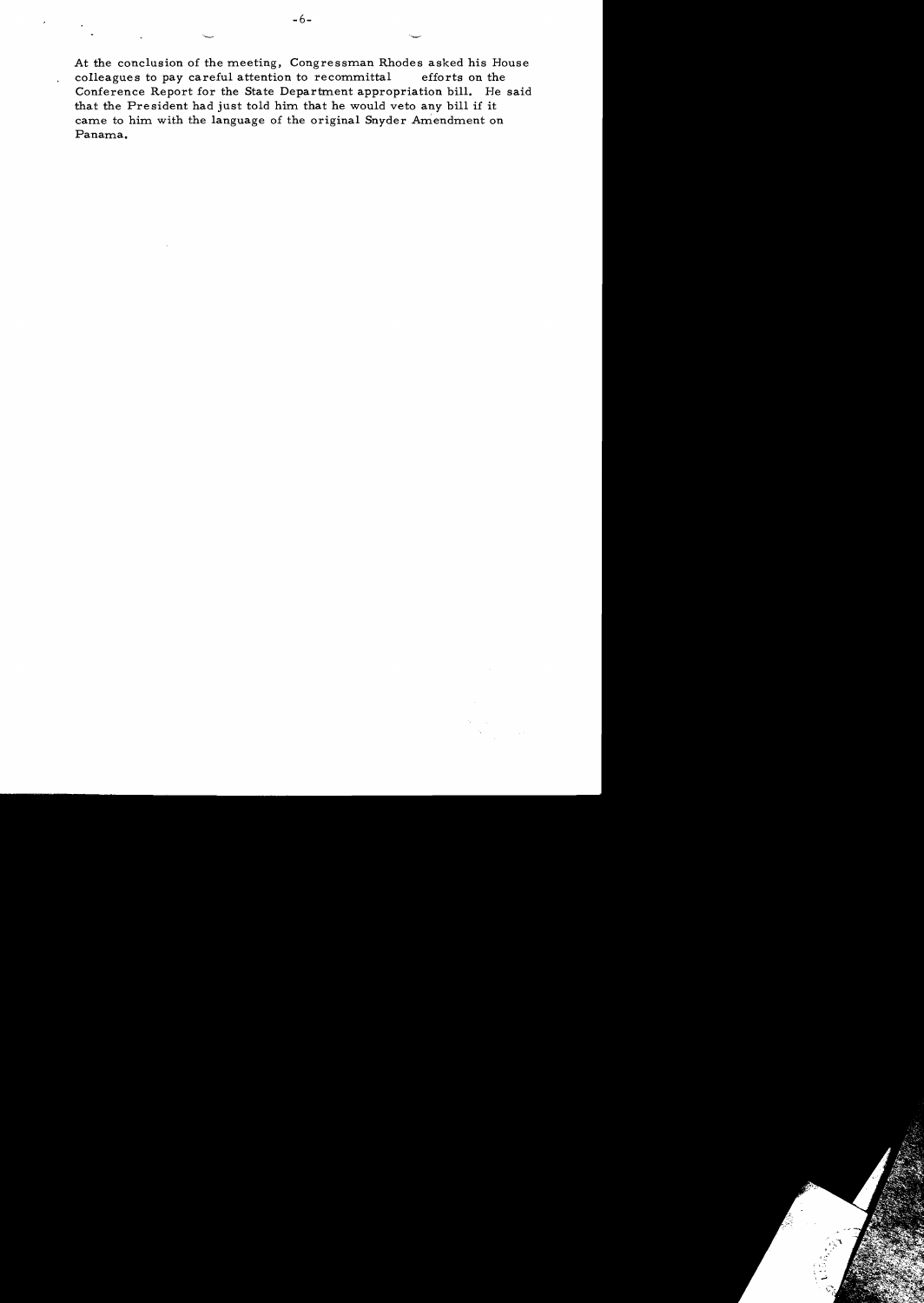At the conclusion of the meeting, Congressman Rhodes asked his House colleagues to pay careful attention to recommittal efforts on the Conference Report for the State Department appropriation bill. He said that the President had just told him that he would veto any bill if it came to him with the language of the original Snyder Amendment on Panama.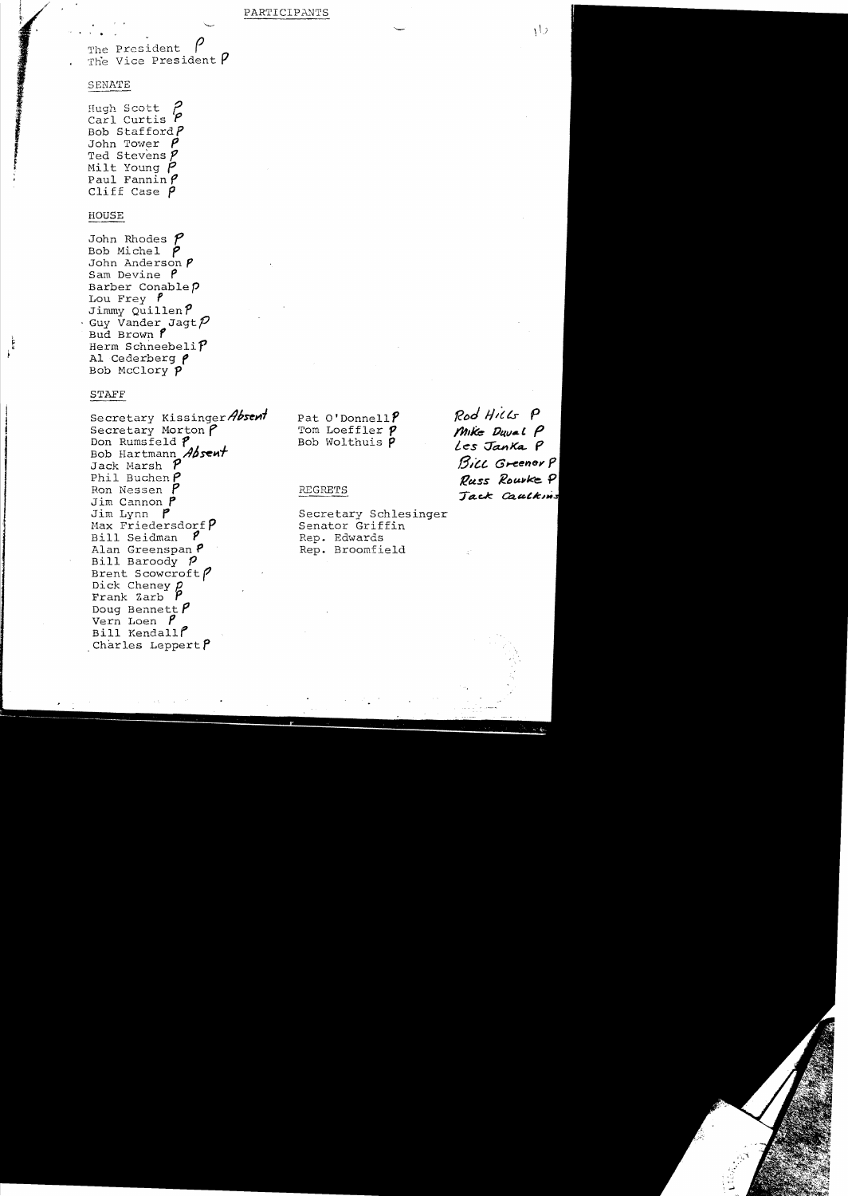PARTICIPANTS

The President P
The Vice President P

SENATE

Hugh Scott P
Carl Curtis P
Bob Stafford P
John Tower P
Ted Stevens P
Milt Young P
Paul Fannin P
Cliff Case P

HOUSE

John Rhodes P
Bob Michel P
John Anderson P
Sam Devine P
Barber Conable P
Lou Frey P
Jimmy Quillen P
Guy Vander Jagt P
Bud Brown P
Herm Schneebeli P
Al Cederberg P
Bob McClory P

STAFF

Secretary Kissinger *Absent*
Secretary Morton P
Don Rumsfeld P
Bob Hartmann *Absent*
Jack Marsh P
Phil Buchen P
Ron Nessen P
Jim Cannon P
Jim Lynn P
Max Friedersdorf P
Bill Seidman P
Alan Greenspan P
Bill Baroody P
Brent Scowcroft P
Dick Cheney P
Frank Zarb P
Doug Bennett P
Vern Loen P
Bill Kendall P
Charles Leppert P

Pat O'Donnell P
Tom Loeffler P
Bob Wolthuis P

*Rod Hills P*
*Mike Duval P*
*Les Janka P*
*Bill Greener P*
*Russ Rourke P*
*Jack Calkins*

REGRETS

Secretary Schlesinger
Senator Griffin
Rep. Edwards
Rep. Broomfield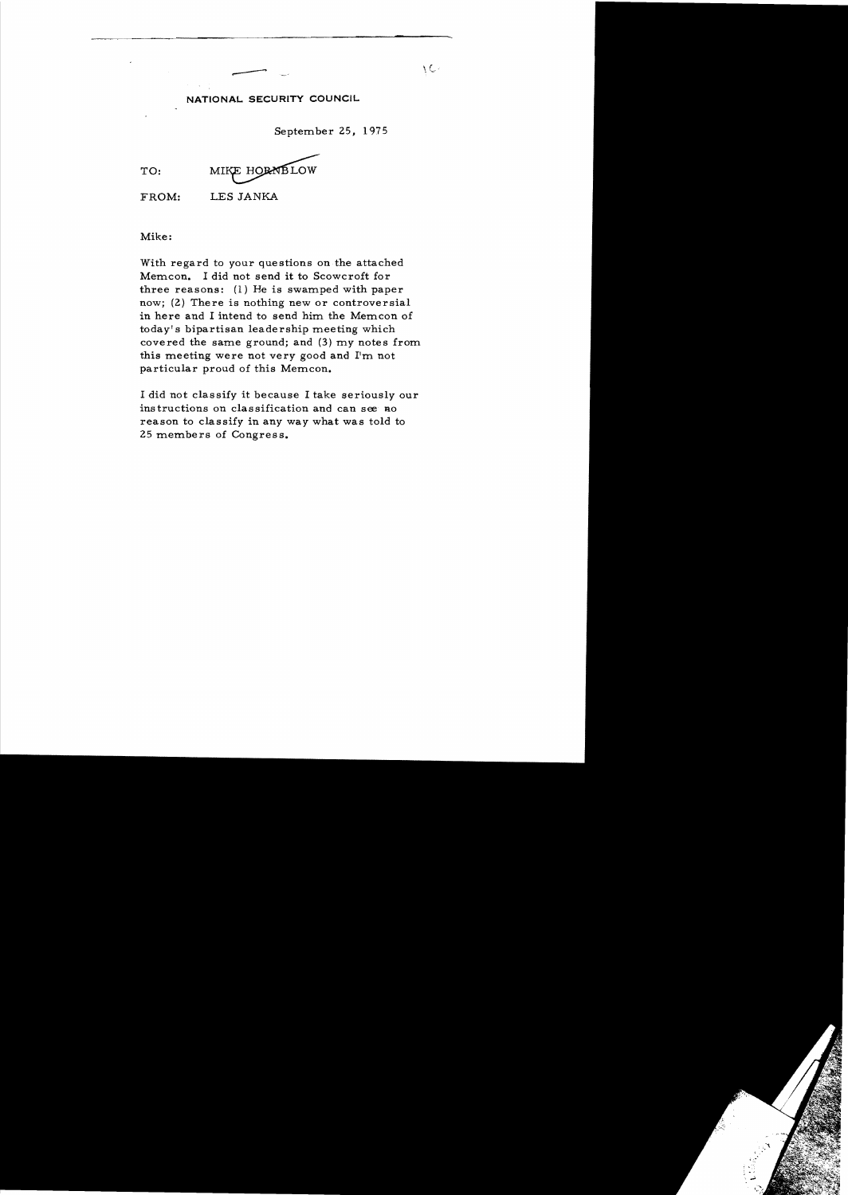NATIONAL SECURITY COUNCIL

September 25, 1975

TO: MIKE HORNBLOW

FROM: LES JANKA

Mike:

With regard to your questions on the attached Memcon. I did not send it to Scowcroft for three reasons: (1) He is swamped with paper now; (2) There is nothing new or controversial in here and I intend to send him the Memcon of today's bipartisan leadership meeting which covered the same ground; and (3) my notes from this meeting were not very good and I'm not particular proud of this Memcon.

I did not classify it because I take seriously our instructions on classification and can see no reason to classify in any way what was told to 25 members of Congress.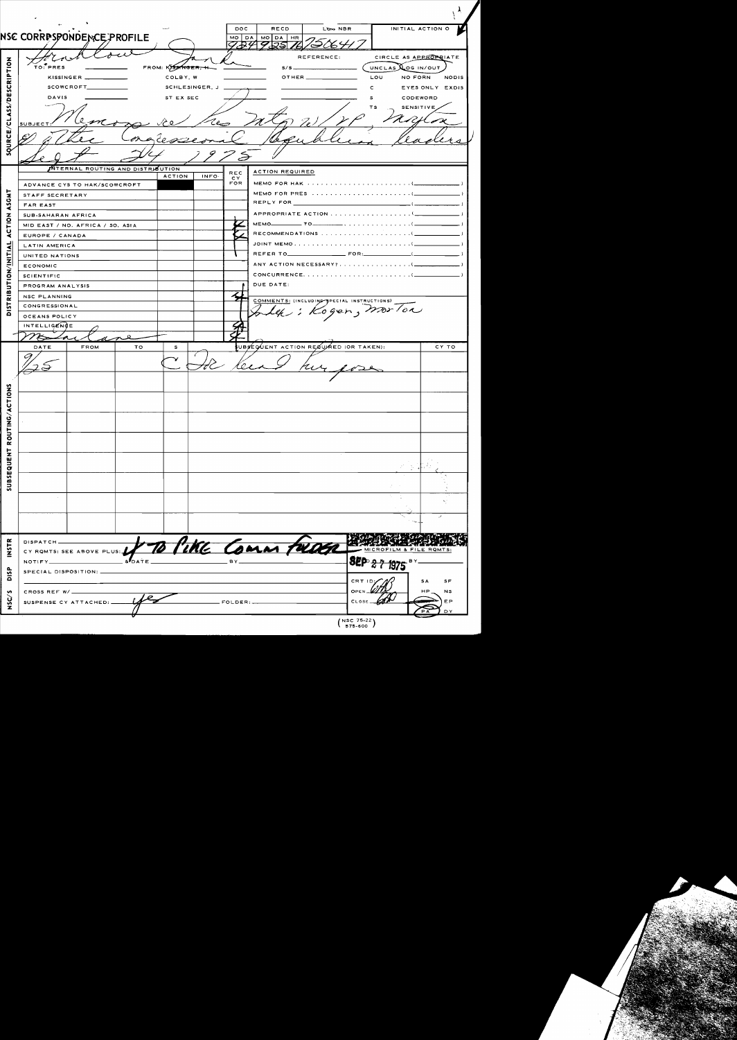# NSC CORRESPONDENCE PROFILE

| DOC | | RECD | | | LOG NBR | INITIAL ACTION O |
|---|---|---|---|---|---|---|
| MO | DA | MO | DA | HR | | |
| 9 | 24 | 9 | 25 | 16 | 7506417 | |

**SOURCE/CLASS/DESCRIPTION**

TO: PRES — Kraftlow — FROM: KISSINGER, H — Jack

KISSINGER — COLBY, W — S/S

SCOWCROFT — SCHLESINGER, J — OTHER

DAVIS — ST EX SEC

REFERENCE:

CIRCLE AS APPROPRIATE: UNCLAS LOG IN/OUT — LOU — NO FORN — NODIS — C — EYES ONLY — EXDIS — S — CODEWORD — TS — SENSITIVE

SUBJECT: Memo re Pres mtg w/ VP, Mayton & other Congressional Republican leaders Sept 24, 1975

**DISTRIBUTION/INITIAL ACTION ASGMT**

| INTERNAL ROUTING AND DISTRIBUTION | ACTION | INFO | REC CY FOR |
|---|---|---|---|
| ADVANCE CYS TO HAK/SCOWCROFT | | | |
| STAFF SECRETARY | | | |
| FAR EAST | | | |
| SUB-SAHARAN AFRICA | | | |
| MID EAST / NO. AFRICA / SO. ASIA | | | |
| EUROPE / CANADA | | | |
| LATIN AMERICA | | | |
| UNITED NATIONS | | | |
| ECONOMIC | | | |
| SCIENTIFIC | | | |
| PROGRAM ANALYSIS | | | |
| NSC PLANNING | | | |
| CONGRESSIONAL | | | |
| OCEANS POLICY | | | |
| INTELLIGENCE | | | |
| McFarlane | | | |

ACTION REQUIRED

MEMO FOR HAK ........ ( )

MEMO FOR PRES ........ ( )

REPLY FOR ........ ( )

APPROPRIATE ACTION ........ ( )

MEMO ____ TO ____ ........ ( )

RECOMMENDATIONS ........ ( )

JOINT MEMO ........ ( )

REFER TO ____ FOR: ____ ( )

ANY ACTION NECESSARY? ........ ( )

CONCURRENCE ........ ( )

DUE DATE:

COMMENTS: (INCLUDING SPECIAL INSTRUCTIONS) Index: Rogers, Morton

**SUBSEQUENT ROUTING/ACTIONS**

| DATE | FROM | TO | S | SUBSEQUENT ACTION REQUIRED (OR TAKEN): | CY TO |
|---|---|---|---|---|---|
| 9/25 | | | C | For read purpose | |

DISPATCH ____

CY RQMTS: SEE ABOVE PLUS: 1 to Pike Comm folder — MICROFILM & FILE RQMTS:

NOTIFY ____ & DATE ____ BY ____ — SEP 27 1975 BY

SPECIAL DISPOSITION: ____

CRT ID: GAB

OPEN: GAB

CROSS REF W/ ____

SUSPENSE CY ATTACHED: yes — FOLDER: ____ — CLOSE: GAB

SA — SF — HP — NS — EP — PA — DY

(NSC 75-22 5/75-600)